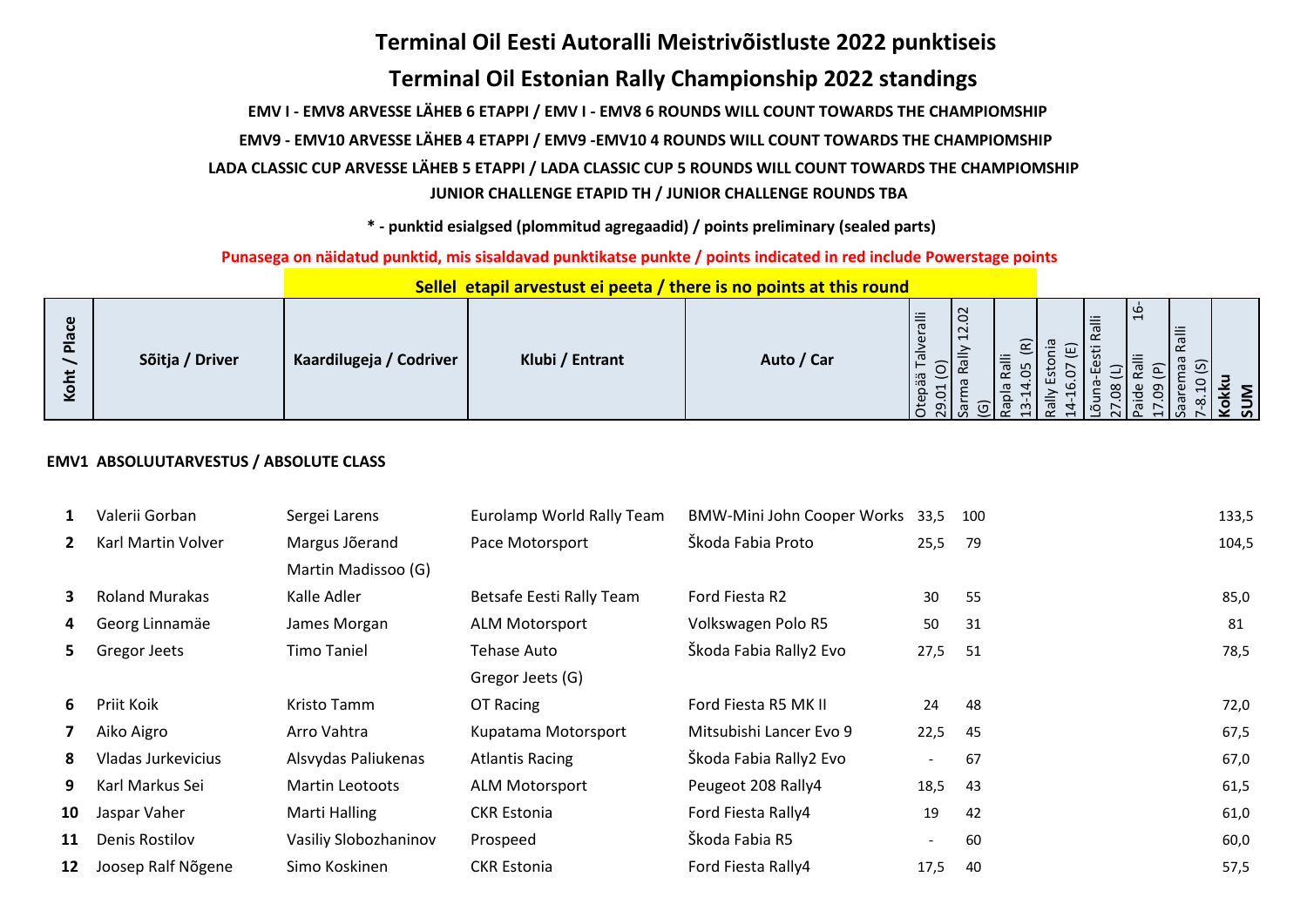# Terminal Oil Eesti Autoralli Meistrivõistluste 2022 punktiseis

# Terminal Oil Estonian Rally Championship 2022 standings

**EMV I - EMV8 ARVESSE LÄHEB 6 ETAPPI / EMV I - EMV8 6 ROUNDS WILL COUNT TOWARDS THE CHAMPIOMSHIP**

**EMV9 - EMV10 ARVESSE LÄHEB 4 ETAPPI / EMV9 -EMV10 4 ROUNDS WILL COUNT TOWARDS THE CHAMPIOMSHIP**

**LADA CLASSIC CUP ARVESSE LÄHEB 5 ETAPPI / LADA CLASSIC CUP 5 ROUNDS WILL COUNT TOWARDS THE CHAMPIOMSHIP**

**JUNIOR CHALLENGE ETAPID TH / JUNIOR CHALLENGE ROUNDS TBA**

**\* - punktid esialgsed (plommitud agregaadid) / points preliminary (sealed parts)**

**Punasega on näidatud punktid, mis sisaldavad punktikatse punkte / points indicated in red include Powerstage points**

**Sellel etapil arvestust ei peeta / there is no points at this round**

| Koht / Place | Sõitja / Driver | Kaardilugeja / Codriver | Klubi / Entrant | Auto / Car | Otepää Talveralli 29.01 (O) | Sarma Rally 12.02 (G) | Rapla Ralli 13-14.05 (R) | Rally Estonia 14-16.07 (E) | Lõuna-Eesti Ralli 27.08 (L) | Paide Ralli 16-17.09 (P) | Saaremaa Ralli 7-8.10 (S) | Kokku SUM |
|---|---|---|---|---|---|---|---|---|---|---|---|---|
| **EMV1 ABSOLUUTARVESTUS / ABSOLUTE CLASS** | | | | | | | | | | | | |
| 1 | Valerii Gorban | Sergei Larens | Eurolamp World Rally Team | BMW-Mini John Cooper Works | 33,5 | 100 | | | | | | 133,5 |
| 2 | Karl Martin Volver | Margus Jõerand<br>Martin Madissoo (G) | Pace Motorsport | Škoda Fabia Proto | 25,5 | 79 | | | | | | 104,5 |
| 3 | Roland Murakas | Kalle Adler | Betsafe Eesti Rally Team | Ford Fiesta R2 | 30 | 55 | | | | | | 85,0 |
| 4 | Georg Linnamäe | James Morgan | ALM Motorsport | Volkswagen Polo R5 | 50 | 31 | | | | | | 81 |
| 5 | Gregor Jeets | Timo Taniel | Tehase Auto<br>Gregor Jeets (G) | Škoda Fabia Rally2 Evo | 27,5 | 51 | | | | | | 78,5 |
| 6 | Priit Koik | Kristo Tamm | OT Racing | Ford Fiesta R5 MK II | 24 | 48 | | | | | | 72,0 |
| 7 | Aiko Aigro | Arro Vahtra | Kupatama Motorsport | Mitsubishi Lancer Evo 9 | 22,5 | 45 | | | | | | 67,5 |
| 8 | Vladas Jurkevicius | Alsvydas Paliukenas | Atlantis Racing | Škoda Fabia Rally2 Evo | - | 67 | | | | | | 67,0 |
| 9 | Karl Markus Sei | Martin Leotoots | ALM Motorsport | Peugeot 208 Rally4 | 18,5 | 43 | | | | | | 61,5 |
| 10 | Jaspar Vaher | Marti Halling | CKR Estonia | Ford Fiesta Rally4 | 19 | 42 | | | | | | 61,0 |
| 11 | Denis Rostilov | Vasiliy Slobozhaninov | Prospeed | Škoda Fabia R5 | - | 60 | | | | | | 60,0 |
| 12 | Joosep Ralf Nõgene | Simo Koskinen | CKR Estonia | Ford Fiesta Rally4 | 17,5 | 40 | | | | | | 57,5 |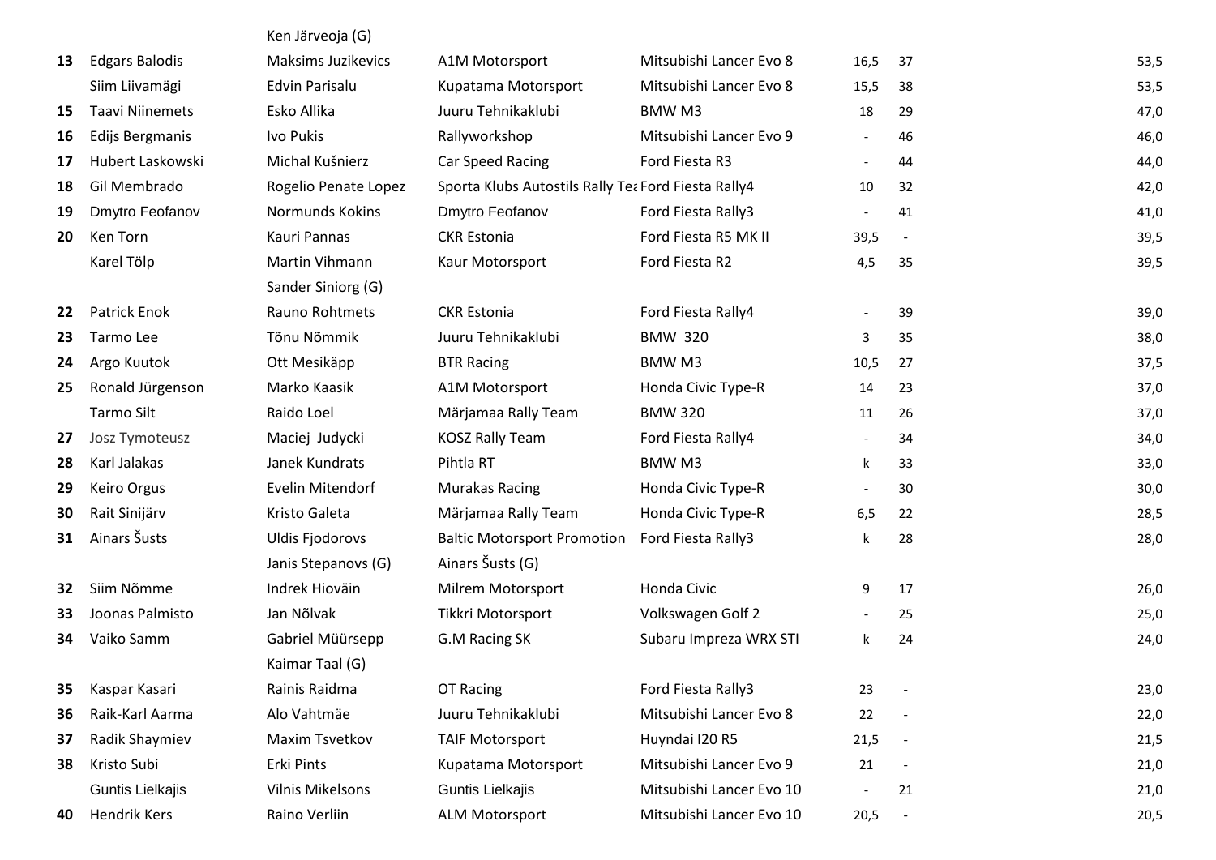| | | | | | | | |
|---|---|---|---|---|---|---|---|
| | | Ken Järveoja (G) | | | | | |
| 13 | Edgars Balodis | Maksims Juzikevics | A1M Motorsport | Mitsubishi Lancer Evo 8 | 16,5 | 37 | 53,5 |
| | Siim Liivamägi | Edvin Parisalu | Kupatama Motorsport | Mitsubishi Lancer Evo 8 | 15,5 | 38 | 53,5 |
| 15 | Taavi Niinemets | Esko Allika | Juuru Tehnikaklubi | BMW M3 | 18 | 29 | 47,0 |
| 16 | Edijs Bergmanis | Ivo Pukis | Rallyworkshop | Mitsubishi Lancer Evo 9 | - | 46 | 46,0 |
| 17 | Hubert Laskowski | Michal Kušnierz | Car Speed Racing | Ford Fiesta R3 | - | 44 | 44,0 |
| 18 | Gil Membrado | Rogelio Penate Lopez | Sporta Klubs Autostils Rally Tea | Ford Fiesta Rally4 | 10 | 32 | 42,0 |
| 19 | Dmytro Feofanov | Normunds Kokins | Dmytro Feofanov | Ford Fiesta Rally3 | - | 41 | 41,0 |
| 20 | Ken Torn | Kauri Pannas | CKR Estonia | Ford Fiesta R5 MK II | 39,5 | - | 39,5 |
| | Karel Tölp | Martin Vihmann | Kaur Motorsport | Ford Fiesta R2 | 4,5 | 35 | 39,5 |
| | | Sander Siniorg (G) | | | | | |
| 22 | Patrick Enok | Rauno Rohtmets | CKR Estonia | Ford Fiesta Rally4 | - | 39 | 39,0 |
| 23 | Tarmo Lee | Tõnu Nõmmik | Juuru Tehnikaklubi | BMW 320 | 3 | 35 | 38,0 |
| 24 | Argo Kuutok | Ott Mesikäpp | BTR Racing | BMW M3 | 10,5 | 27 | 37,5 |
| 25 | Ronald Jürgenson | Marko Kaasik | A1M Motorsport | Honda Civic Type-R | 14 | 23 | 37,0 |
| | Tarmo Silt | Raido Loel | Märjamaa Rally Team | BMW 320 | 11 | 26 | 37,0 |
| 27 | Josz Tymoteusz | Maciej Judycki | KOSZ Rally Team | Ford Fiesta Rally4 | - | 34 | 34,0 |
| 28 | Karl Jalakas | Janek Kundrats | Pihtla RT | BMW M3 | k | 33 | 33,0 |
| 29 | Keiro Orgus | Evelin Mitendorf | Murakas Racing | Honda Civic Type-R | - | 30 | 30,0 |
| 30 | Rait Sinijärv | Kristo Galeta | Märjamaa Rally Team | Honda Civic Type-R | 6,5 | 22 | 28,5 |
| 31 | Ainars Šusts | Uldis Fjodorovs | Baltic Motorsport Promotion | Ford Fiesta Rally3 | k | 28 | 28,0 |
| | | Janis Stepanovs (G) | Ainars Šusts (G) | | | | |
| 32 | Siim Nõmme | Indrek Hioväin | Milrem Motorsport | Honda Civic | 9 | 17 | 26,0 |
| 33 | Joonas Palmisto | Jan Nõlvak | Tikkri Motorsport | Volkswagen Golf 2 | - | 25 | 25,0 |
| 34 | Vaiko Samm | Gabriel Müürsepp | G.M Racing SK | Subaru Impreza WRX STI | k | 24 | 24,0 |
| | | Kaimar Taal (G) | | | | | |
| 35 | Kaspar Kasari | Rainis Raidma | OT Racing | Ford Fiesta Rally3 | 23 | - | 23,0 |
| 36 | Raik-Karl Aarma | Alo Vahtmäe | Juuru Tehnikaklubi | Mitsubishi Lancer Evo 8 | 22 | - | 22,0 |
| 37 | Radik Shaymiev | Maxim Tsvetkov | TAIF Motorsport | Huyndai I20 R5 | 21,5 | - | 21,5 |
| 38 | Kristo Subi | Erki Pints | Kupatama Motorsport | Mitsubishi Lancer Evo 9 | 21 | - | 21,0 |
| | Guntis Lielkajis | Vilnis Mikelsons | Guntis Lielkajis | Mitsubishi Lancer Evo 10 | - | 21 | 21,0 |
| 40 | Hendrik Kers | Raino Verliin | ALM Motorsport | Mitsubishi Lancer Evo 10 | 20,5 | - | 20,5 |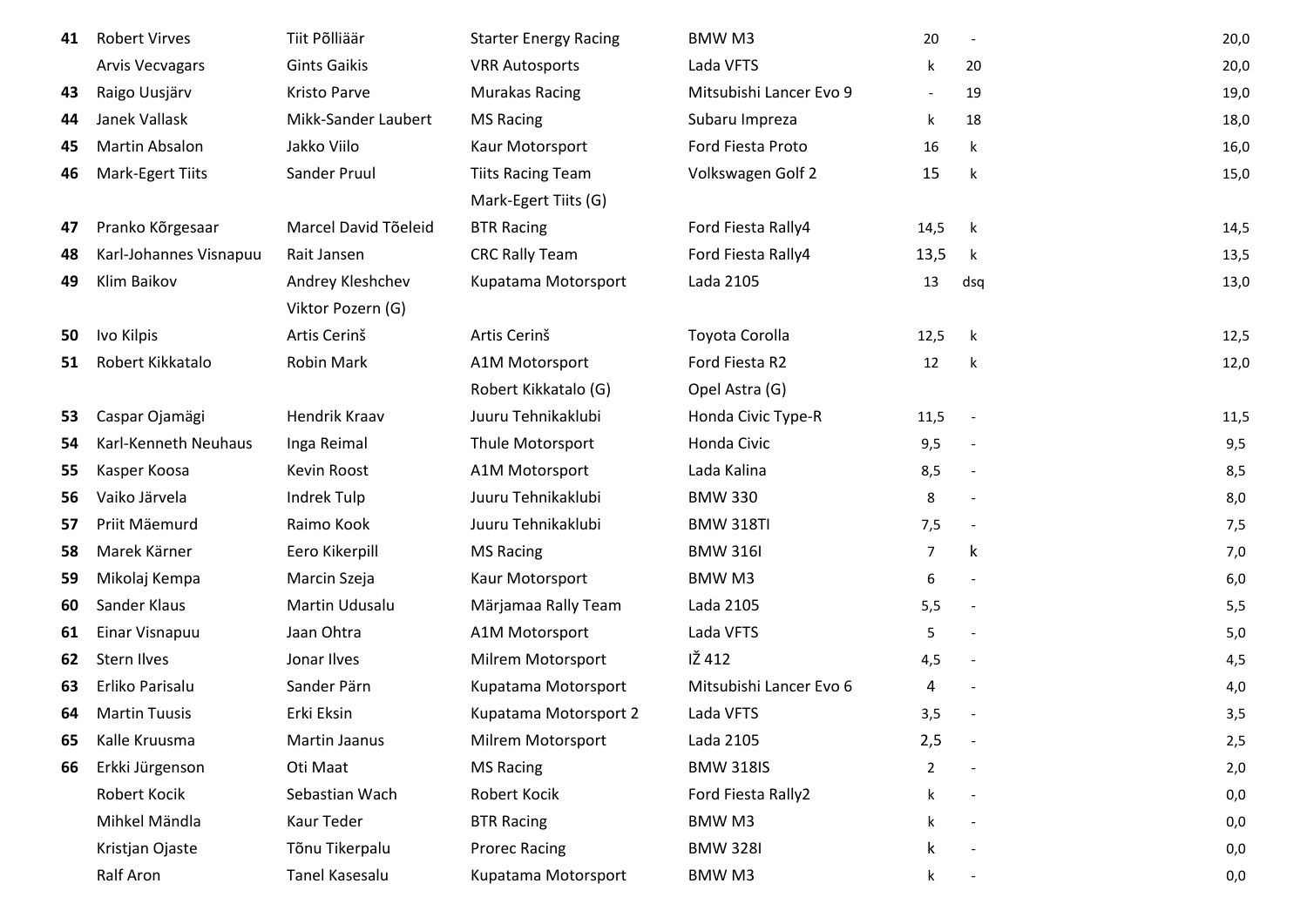| | | | | | | | |
|---|---|---|---|---|---|---|---|
| **41** | Robert Virves | Tiit Põlliäär | Starter Energy Racing | BMW M3 | 20 | - | 20,0 |
| | Arvis Vecvagars | Gints Gaikis | VRR Autosports | Lada VFTS | k | 20 | 20,0 |
| **43** | Raigo Uusjärv | Kristo Parve | Murakas Racing | Mitsubishi Lancer Evo 9 | - | 19 | 19,0 |
| **44** | Janek Vallask | Mikk-Sander Laubert | MS Racing | Subaru Impreza | k | 18 | 18,0 |
| **45** | Martin Absalon | Jakko Viilo | Kaur Motorsport | Ford Fiesta Proto | 16 | k | 16,0 |
| **46** | Mark-Egert Tiits | Sander Pruul | Tiits Racing Team | Volkswagen Golf 2 | 15 | k | 15,0 |
| | | | Mark-Egert Tiits (G) | | | | |
| **47** | Pranko Kõrgesaar | Marcel David Tõeleid | BTR Racing | Ford Fiesta Rally4 | 14,5 | k | 14,5 |
| **48** | Karl-Johannes Visnapuu | Rait Jansen | CRC Rally Team | Ford Fiesta Rally4 | 13,5 | k | 13,5 |
| **49** | Klim Baikov | Andrey Kleshchev | Kupatama Motorsport | Lada 2105 | 13 | dsq | 13,0 |
| | | Viktor Pozern (G) | | | | | |
| **50** | Ivo Kilpis | Artis Cerinš | Artis Cerinš | Toyota Corolla | 12,5 | k | 12,5 |
| **51** | Robert Kikkatalo | Robin Mark | A1M Motorsport | Ford Fiesta R2 | 12 | k | 12,0 |
| | | | Robert Kikkatalo (G) | Opel Astra (G) | | | |
| **53** | Caspar Ojamägi | Hendrik Kraav | Juuru Tehnikaklubi | Honda Civic Type-R | 11,5 | - | 11,5 |
| **54** | Karl-Kenneth Neuhaus | Inga Reimal | Thule Motorsport | Honda Civic | 9,5 | - | 9,5 |
| **55** | Kasper Koosa | Kevin Roost | A1M Motorsport | Lada Kalina | 8,5 | - | 8,5 |
| **56** | Vaiko Järvela | Indrek Tulp | Juuru Tehnikaklubi | BMW 330 | 8 | - | 8,0 |
| **57** | Priit Mäemurd | Raimo Kook | Juuru Tehnikaklubi | BMW 318TI | 7,5 | - | 7,5 |
| **58** | Marek Kärner | Eero Kikerpill | MS Racing | BMW 316I | 7 | k | 7,0 |
| **59** | Mikolaj Kempa | Marcin Szeja | Kaur Motorsport | BMW M3 | 6 | - | 6,0 |
| **60** | Sander Klaus | Martin Udusalu | Märjamaa Rally Team | Lada 2105 | 5,5 | - | 5,5 |
| **61** | Einar Visnapuu | Jaan Ohtra | A1M Motorsport | Lada VFTS | 5 | - | 5,0 |
| **62** | Stern Ilves | Jonar Ilves | Milrem Motorsport | IŽ 412 | 4,5 | - | 4,5 |
| **63** | Erliko Parisalu | Sander Pärn | Kupatama Motorsport | Mitsubishi Lancer Evo 6 | 4 | - | 4,0 |
| **64** | Martin Tuusis | Erki Eksin | Kupatama Motorsport 2 | Lada VFTS | 3,5 | - | 3,5 |
| **65** | Kalle Kruusma | Martin Jaanus | Milrem Motorsport | Lada 2105 | 2,5 | - | 2,5 |
| **66** | Erkki Jürgenson | Oti Maat | MS Racing | BMW 318IS | 2 | - | 2,0 |
| | Robert Kocik | Sebastian Wach | Robert Kocik | Ford Fiesta Rally2 | k | - | 0,0 |
| | Mihkel Mändla | Kaur Teder | BTR Racing | BMW M3 | k | - | 0,0 |
| | Kristjan Ojaste | Tõnu Tikerpalu | Prorec Racing | BMW 328I | k | - | 0,0 |
| | Ralf Aron | Tanel Kasesalu | Kupatama Motorsport | BMW M3 | k | - | 0,0 |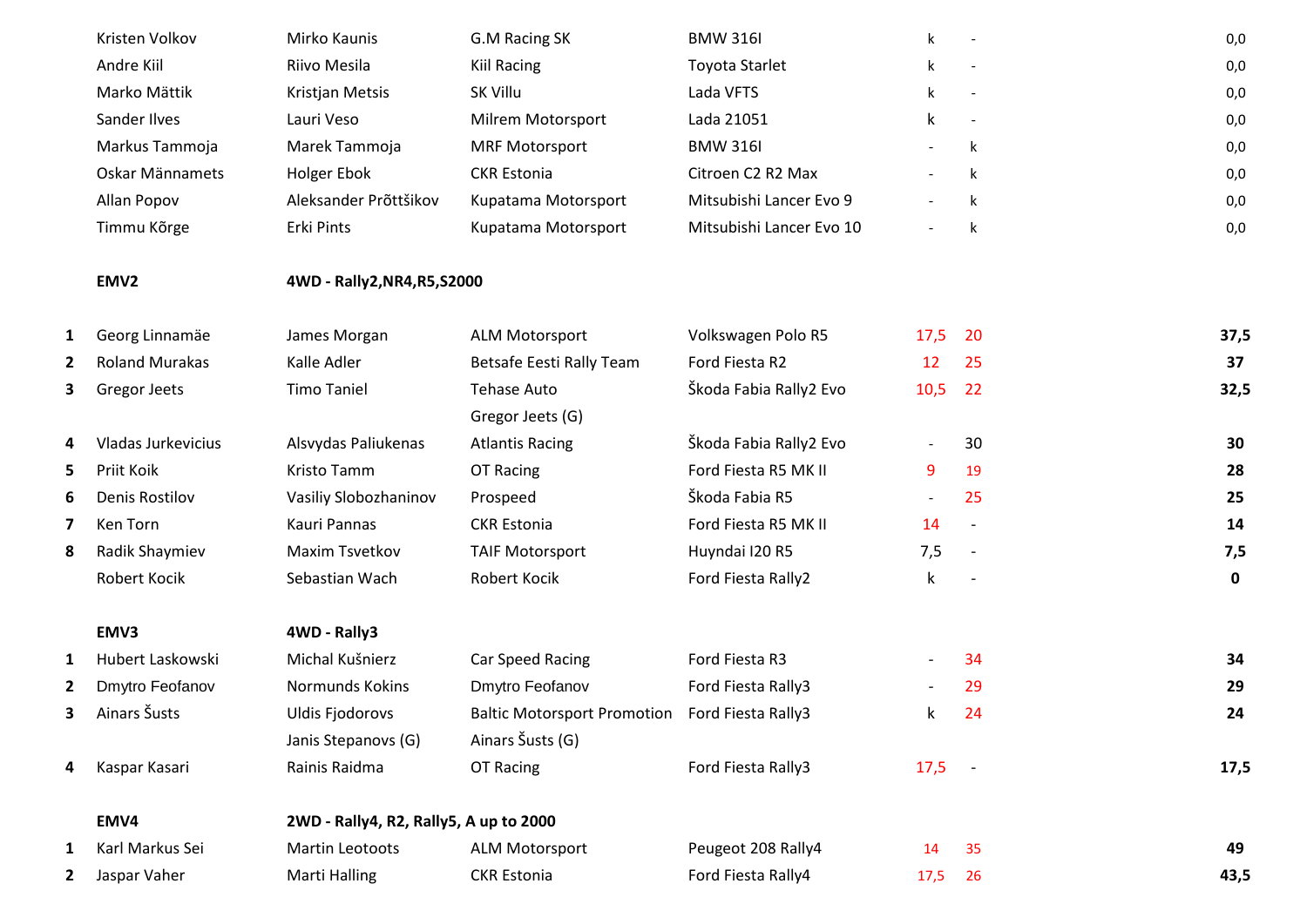|  | Kristen Volkov | Mirko Kaunis | G.M Racing SK | BMW 316I | k | - | 0,0 |
|---|---|---|---|---|---|---|---|
|  | Andre Kiil | Riivo Mesila | Kiil Racing | Toyota Starlet | k | - | 0,0 |
|  | Marko Mättik | Kristjan Metsis | SK Villu | Lada VFTS | k | - | 0,0 |
|  | Sander Ilves | Lauri Veso | Milrem Motorsport | Lada 21051 | k | - | 0,0 |
|  | Markus Tammoja | Marek Tammoja | MRF Motorsport | BMW 316I | - | k | 0,0 |
|  | Oskar Männamets | Holger Ebok | CKR Estonia | Citroen C2 R2 Max | - | k | 0,0 |
|  | Allan Popov | Aleksander Prõttšikov | Kupatama Motorsport | Mitsubishi Lancer Evo 9 | - | k | 0,0 |
|  | Timmu Kõrge | Erki Pints | Kupatama Motorsport | Mitsubishi Lancer Evo 10 | - | k | 0,0 |
|  | **EMV2** | **4WD - Rally2,NR4,R5,S2000** |  |  |  |  |  |
| **1** | Georg Linnamäe | James Morgan | ALM Motorsport | Volkswagen Polo R5 | 17,5 | 20 | **37,5** |
| **2** | Roland Murakas | Kalle Adler | Betsafe Eesti Rally Team | Ford Fiesta R2 | 12 | 25 | **37** |
| **3** | Gregor Jeets | Timo Taniel | Tehase Auto<br>Gregor Jeets (G) | Škoda Fabia Rally2 Evo | 10,5 | 22 | **32,5** |
| **4** | Vladas Jurkevicius | Alsvydas Paliukenas | Atlantis Racing | Škoda Fabia Rally2 Evo | - | 30 | **30** |
| **5** | Priit Koik | Kristo Tamm | OT Racing | Ford Fiesta R5 MK II | 9 | 19 | **28** |
| **6** | Denis Rostilov | Vasiliy Slobozhaninov | Prospeed | Škoda Fabia R5 | - | 25 | **25** |
| **7** | Ken Torn | Kauri Pannas | CKR Estonia | Ford Fiesta R5 MK II | 14 | - | **14** |
| **8** | Radik Shaymiev | Maxim Tsvetkov | TAIF Motorsport | Huyndai I20 R5 | 7,5 | - | **7,5** |
|  | Robert Kocik | Sebastian Wach | Robert Kocik | Ford Fiesta Rally2 | k | - | **0** |
|  | **EMV3** | **4WD - Rally3** |  |  |  |  |  |
| **1** | Hubert Laskowski | Michal Kušnierz | Car Speed Racing | Ford Fiesta R3 | - | 34 | **34** |
| **2** | Dmytro Feofanov | Normunds Kokins | Dmytro Feofanov | Ford Fiesta Rally3 | - | 29 | **29** |
| **3** | Ainars Šusts | Uldis Fjodorovs<br>Janis Stepanovs (G) | Baltic Motorsport Promotion<br>Ainars Šusts (G) | Ford Fiesta Rally3 | k | 24 | **24** |
| **4** | Kaspar Kasari | Rainis Raidma | OT Racing | Ford Fiesta Rally3 | 17,5 | - | **17,5** |
|  | **EMV4** | **2WD - Rally4, R2, Rally5, A up to 2000** |  |  |  |  |  |
| **1** | Karl Markus Sei | Martin Leotoots | ALM Motorsport | Peugeot 208 Rally4 | 14 | 35 | **49** |
| **2** | Jaspar Vaher | Marti Halling | CKR Estonia | Ford Fiesta Rally4 | 17,5 | 26 | **43,5** |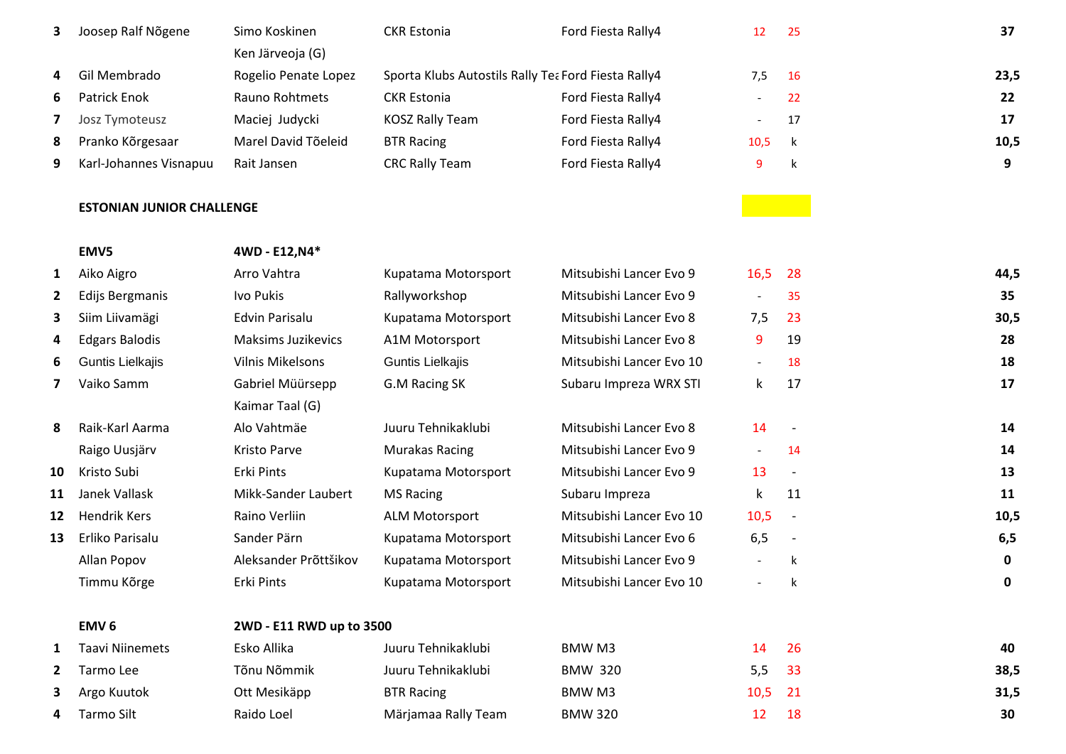| | | | | | | | |
|---|---|---|---|---|---|---|---|
| 3 | Joosep Ralf Nõgene | Simo Koskinen | CKR Estonia | Ford Fiesta Rally4 | 12 | 25 | 37 |
| | | Ken Järveoja (G) | | | | | |
| 4 | Gil Membrado | Rogelio Penate Lopez | Sporta Klubs Autostils Rally Tea | Ford Fiesta Rally4 | 7,5 | 16 | 23,5 |
| 6 | Patrick Enok | Rauno Rohtmets | CKR Estonia | Ford Fiesta Rally4 | - | 22 | 22 |
| 7 | Josz Tymoteusz | Maciej Judycki | KOSZ Rally Team | Ford Fiesta Rally4 | - | 17 | 17 |
| 8 | Pranko Kõrgesaar | Marel David Tõeleid | BTR Racing | Ford Fiesta Rally4 | 10,5 | k | 10,5 |
| 9 | Karl-Johannes Visnapuu | Rait Jansen | CRC Rally Team | Ford Fiesta Rally4 | 9 | k | 9 |

**ESTONIAN JUNIOR CHALLENGE**

| | **EMV5** | **4WD - E12,N4*** | | | | | |
|---|---|---|---|---|---|---|---|
| 1 | Aiko Aigro | Arro Vahtra | Kupatama Motorsport | Mitsubishi Lancer Evo 9 | 16,5 | 28 | 44,5 |
| 2 | Edijs Bergmanis | Ivo Pukis | Rallyworkshop | Mitsubishi Lancer Evo 9 | - | 35 | 35 |
| 3 | Siim Liivamägi | Edvin Parisalu | Kupatama Motorsport | Mitsubishi Lancer Evo 8 | 7,5 | 23 | 30,5 |
| 4 | Edgars Balodis | Maksims Juzikevics | A1M Motorsport | Mitsubishi Lancer Evo 8 | 9 | 19 | 28 |
| 6 | Guntis Lielkajis | Vilnis Mikelsons | Guntis Lielkajis | Mitsubishi Lancer Evo 10 | - | 18 | 18 |
| 7 | Vaiko Samm | Gabriel Müürsepp | G.M Racing SK | Subaru Impreza WRX STI | k | 17 | 17 |
| | | Kaimar Taal (G) | | | | | |
| 8 | Raik-Karl Aarma | Alo Vahtmäe | Juuru Tehnikaklubi | Mitsubishi Lancer Evo 8 | 14 | - | 14 |
| | Raigo Uusjärv | Kristo Parve | Murakas Racing | Mitsubishi Lancer Evo 9 | - | 14 | 14 |
| 10 | Kristo Subi | Erki Pints | Kupatama Motorsport | Mitsubishi Lancer Evo 9 | 13 | - | 13 |
| 11 | Janek Vallask | Mikk-Sander Laubert | MS Racing | Subaru Impreza | k | 11 | 11 |
| 12 | Hendrik Kers | Raino Verliin | ALM Motorsport | Mitsubishi Lancer Evo 10 | 10,5 | - | 10,5 |
| 13 | Erliko Parisalu | Sander Pärn | Kupatama Motorsport | Mitsubishi Lancer Evo 6 | 6,5 | - | 6,5 |
| | Allan Popov | Aleksander Prõttšikov | Kupatama Motorsport | Mitsubishi Lancer Evo 9 | - | k | 0 |
| | Timmu Kõrge | Erki Pints | Kupatama Motorsport | Mitsubishi Lancer Evo 10 | - | k | 0 |

| | **EMV 6** | **2WD - E11 RWD up to 3500** | | | | | |
|---|---|---|---|---|---|---|---|
| 1 | Taavi Niinemets | Esko Allika | Juuru Tehnikaklubi | BMW M3 | 14 | 26 | 40 |
| 2 | Tarmo Lee | Tõnu Nõmmik | Juuru Tehnikaklubi | BMW 320 | 5,5 | 33 | 38,5 |
| 3 | Argo Kuutok | Ott Mesikäpp | BTR Racing | BMW M3 | 10,5 | 21 | 31,5 |
| 4 | Tarmo Silt | Raido Loel | Märjamaa Rally Team | BMW 320 | 12 | 18 | 30 |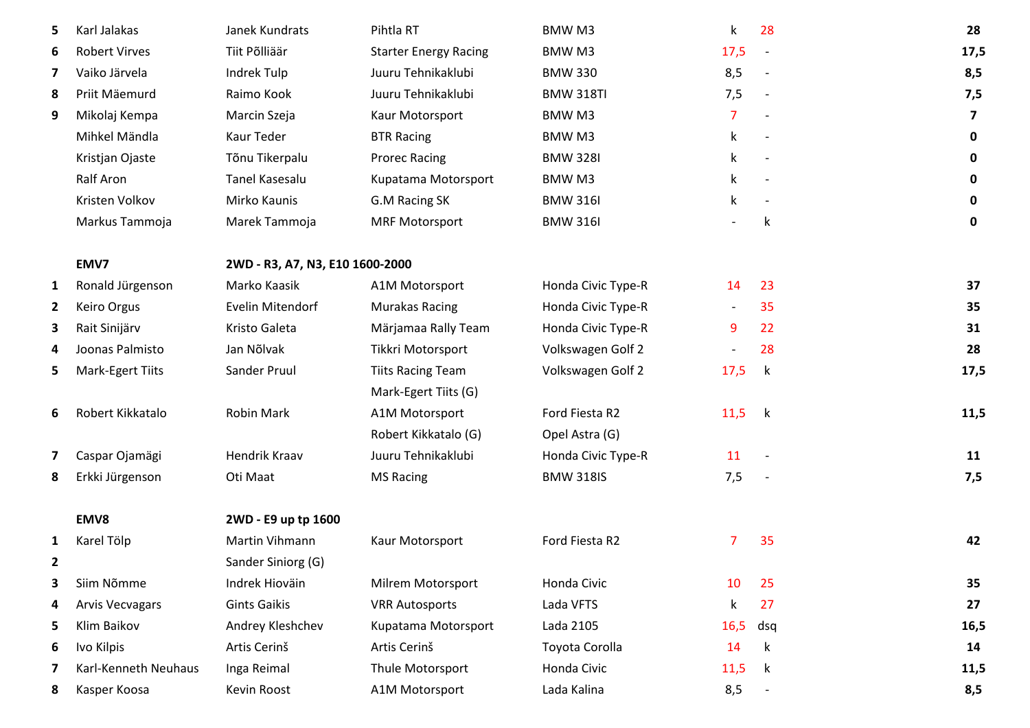| | | | | | | | |
|---|---|---|---|---|---|---|---|
| 5 | Karl Jalakas | Janek Kundrats | Pihtla RT | BMW M3 | k | 28 | 28 |
| 6 | Robert Virves | Tiit Põlliäär | Starter Energy Racing | BMW M3 | 17,5 | - | 17,5 |
| 7 | Vaiko Järvela | Indrek Tulp | Juuru Tehnikaklubi | BMW 330 | 8,5 | - | 8,5 |
| 8 | Priit Mäemurd | Raimo Kook | Juuru Tehnikaklubi | BMW 318TI | 7,5 | - | 7,5 |
| 9 | Mikolaj Kempa | Marcin Szeja | Kaur Motorsport | BMW M3 | 7 | - | 7 |
| | Mihkel Mändla | Kaur Teder | BTR Racing | BMW M3 | k | - | 0 |
| | Kristjan Ojaste | Tõnu Tikerpalu | Prorec Racing | BMW 328I | k | - | 0 |
| | Ralf Aron | Tanel Kasesalu | Kupatama Motorsport | BMW M3 | k | - | 0 |
| | Kristen Volkov | Mirko Kaunis | G.M Racing SK | BMW 316I | k | - | 0 |
| | Markus Tammoja | Marek Tammoja | MRF Motorsport | BMW 316I | - | k | 0 |
| | | | | | | | |
| | **EMV7** | **2WD - R3, A7, N3, E10 1600-2000** | | | | | |
| 1 | Ronald Jürgenson | Marko Kaasik | A1M Motorsport | Honda Civic Type-R | 14 | 23 | 37 |
| 2 | Keiro Orgus | Evelin Mitendorf | Murakas Racing | Honda Civic Type-R | - | 35 | 35 |
| 3 | Rait Sinijärv | Kristo Galeta | Märjamaa Rally Team | Honda Civic Type-R | 9 | 22 | 31 |
| 4 | Joonas Palmisto | Jan Nõlvak | Tikkri Motorsport | Volkswagen Golf 2 | - | 28 | 28 |
| 5 | Mark-Egert Tiits | Sander Pruul | Tiits Racing Team | Volkswagen Golf 2 | 17,5 | k | 17,5 |
| | | | Mark-Egert Tiits (G) | | | | |
| 6 | Robert Kikkatalo | Robin Mark | A1M Motorsport | Ford Fiesta R2 | 11,5 | k | 11,5 |
| | | | Robert Kikkatalo (G) | Opel Astra (G) | | | |
| 7 | Caspar Ojamägi | Hendrik Kraav | Juuru Tehnikaklubi | Honda Civic Type-R | 11 | - | 11 |
| 8 | Erkki Jürgenson | Oti Maat | MS Racing | BMW 318IS | 7,5 | - | 7,5 |
| | | | | | | | |
| | **EMV8** | **2WD - E9 up tp 1600** | | | | | |
| 1 | Karel Tölp | Martin Vihmann | Kaur Motorsport | Ford Fiesta R2 | 7 | 35 | 42 |
| 2 | | Sander Siniorg (G) | | | | | |
| 3 | Siim Nõmme | Indrek Hioväin | Milrem Motorsport | Honda Civic | 10 | 25 | 35 |
| 4 | Arvis Vecvagars | Gints Gaikis | VRR Autosports | Lada VFTS | k | 27 | 27 |
| 5 | Klim Baikov | Andrey Kleshchev | Kupatama Motorsport | Lada 2105 | 16,5 | dsq | 16,5 |
| 6 | Ivo Kilpis | Artis Cerinš | Artis Cerinš | Toyota Corolla | 14 | k | 14 |
| 7 | Karl-Kenneth Neuhaus | Inga Reimal | Thule Motorsport | Honda Civic | 11,5 | k | 11,5 |
| 8 | Kasper Koosa | Kevin Roost | A1M Motorsport | Lada Kalina | 8,5 | - | 8,5 |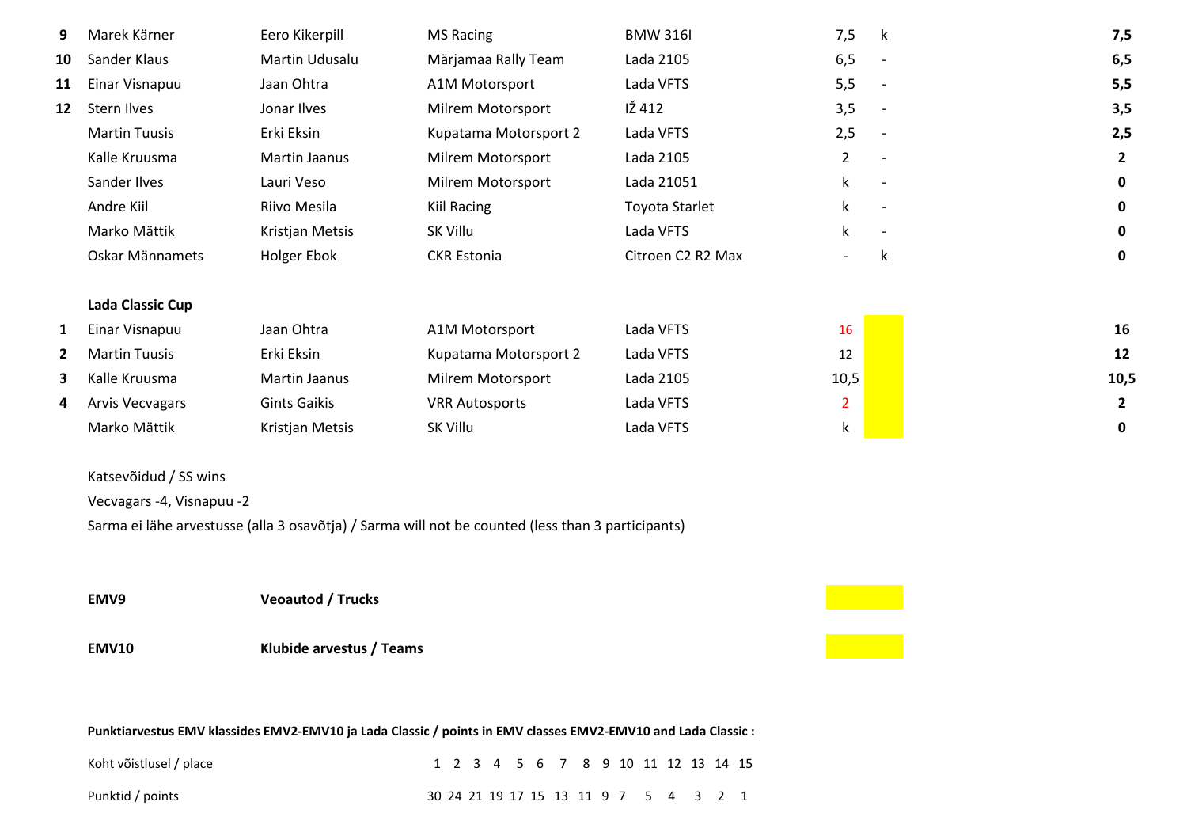| | | | | | | | |
|---|---|---|---|---|---|---|---|
| 9 | Marek Kärner | Eero Kikerpill | MS Racing | BMW 316I | 7,5 | k | **7,5** |
| 10 | Sander Klaus | Martin Udusalu | Märjamaa Rally Team | Lada 2105 | 6,5 | - | **6,5** |
| 11 | Einar Visnapuu | Jaan Ohtra | A1M Motorsport | Lada VFTS | 5,5 | - | **5,5** |
| 12 | Stern Ilves | Jonar Ilves | Milrem Motorsport | IŽ 412 | 3,5 | - | **3,5** |
| | Martin Tuusis | Erki Eksin | Kupatama Motorsport 2 | Lada VFTS | 2,5 | - | **2,5** |
| | Kalle Kruusma | Martin Jaanus | Milrem Motorsport | Lada 2105 | 2 | - | **2** |
| | Sander Ilves | Lauri Veso | Milrem Motorsport | Lada 21051 | k | - | **0** |
| | Andre Kiil | Riivo Mesila | Kiil Racing | Toyota Starlet | k | - | **0** |
| | Marko Mättik | Kristjan Metsis | SK Villu | Lada VFTS | k | - | **0** |
| | Oskar Männamets | Holger Ebok | CKR Estonia | Citroen C2 R2 Max | - | k | **0** |

**Lada Classic Cup**

| | | | | | | | |
|---|---|---|---|---|---|---|---|
| 1 | Einar Visnapuu | Jaan Ohtra | A1M Motorsport | Lada VFTS | 16 | | **16** |
| 2 | Martin Tuusis | Erki Eksin | Kupatama Motorsport 2 | Lada VFTS | 12 | | **12** |
| 3 | Kalle Kruusma | Martin Jaanus | Milrem Motorsport | Lada 2105 | 10,5 | | **10,5** |
| 4 | Arvis Vecvagars | Gints Gaikis | VRR Autosports | Lada VFTS | 2 | | **2** |
| | Marko Mättik | Kristjan Metsis | SK Villu | Lada VFTS | k | | **0** |

Katsevõidud / SS wins

Vecvagars -4, Visnapuu -2

Sarma ei lähe arvestusse (alla 3 osavõtja) / Sarma will not be counted (less than 3 participants)

**EMV9** **Veoautod / Trucks**

**EMV10** **Klubide arvestus / Teams**

**Punktiarvestus EMV klassides EMV2-EMV10 ja Lada Classic / points in EMV classes EMV2-EMV10 and Lada Classic :**

| Koht võistlusel / place | 1 | 2 | 3 | 4 | 5 | 6 | 7 | 8 | 9 | 10 | 11 | 12 | 13 | 14 | 15 |
|---|---|---|---|---|---|---|---|---|---|---|---|---|---|---|---|
| Punktid / points | 30 | 24 | 21 | 19 | 17 | 15 | 13 | 11 | 9 | 7 | 5 | 4 | 3 | 2 | 1 |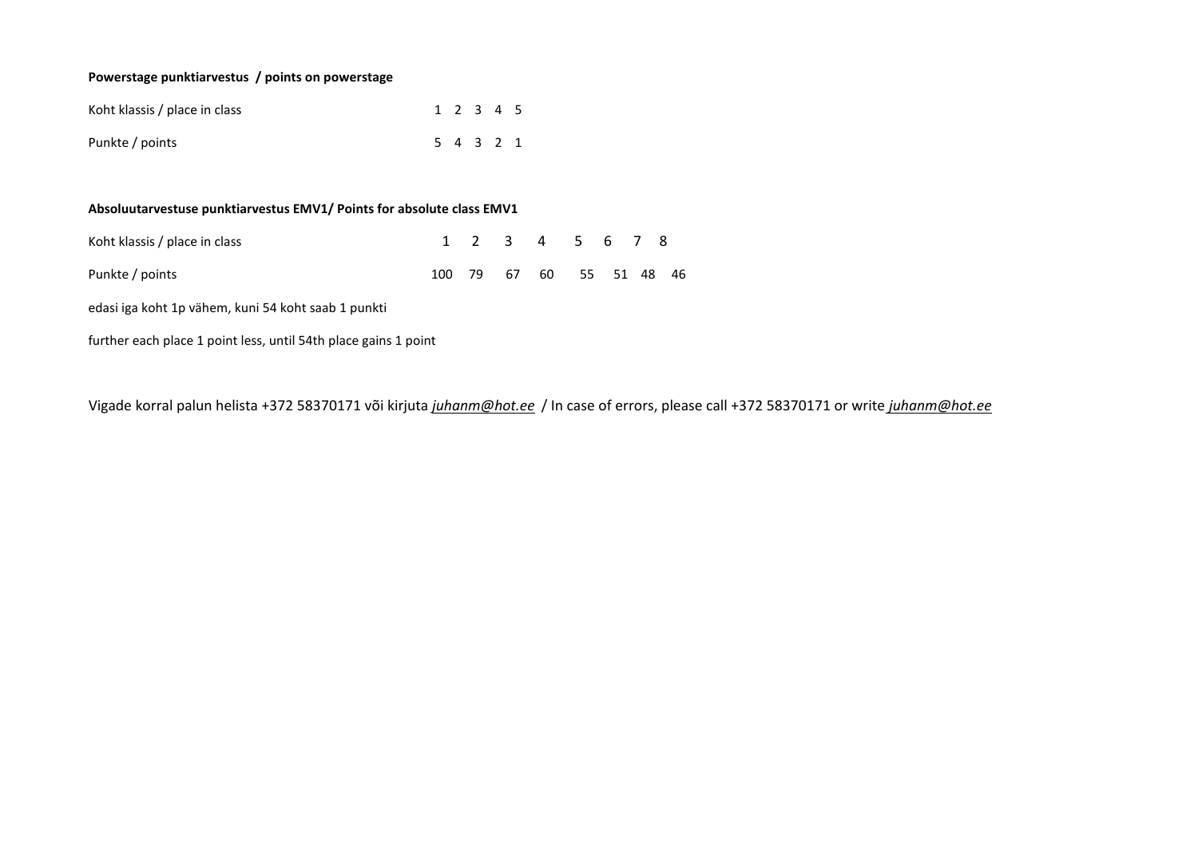**Powerstage punktiarvestus / points on powerstage**

| | | | | | |
|---|---|---|---|---|---|
| Koht klassis / place in class | 1 | 2 | 3 | 4 | 5 |
| Punkte / points | 5 | 4 | 3 | 2 | 1 |

**Absoluutarvestuse punktiarvestus EMV1/ Points for absolute class EMV1**

| | | | | | | | | |
|---|---|---|---|---|---|---|---|---|
| Koht klassis / place in class | 1 | 2 | 3 | 4 | 5 | 6 | 7 | 8 |
| Punkte / points | 100 | 79 | 67 | 60 | 55 | 51 | 48 | 46 |

edasi iga koht 1p vähem, kuni 54 koht saab 1 punkti

further each place 1 point less, until 54th place gains 1 point

Vigade korral palun helista +372 58370171 või kirjuta *juhanm@hot.ee* / In case of errors, please call +372 58370171 or write *juhanm@hot.ee*